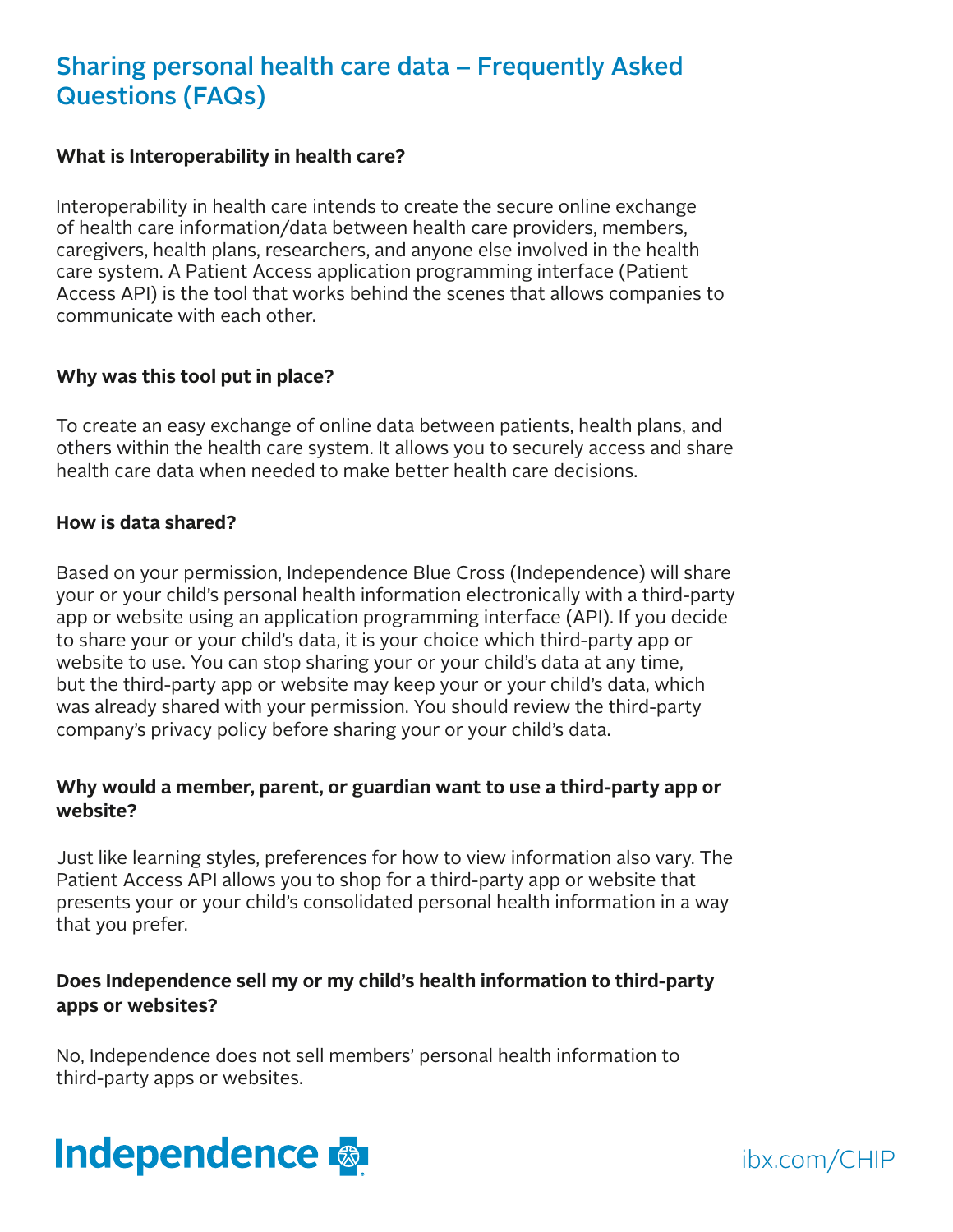# Sharing personal health care data – Frequently Asked Questions (FAQs)

### What is Interoperability in health care?

Interoperability in health care intends to create the secure online exchange of health care information/data between health care providers, members, caregivers, health plans, researchers, and anyone else involved in the health care system. A Patient Access application programming interface (Patient Access API) is the tool that works behind the scenes that allows companies to communicate with each other.

### Why was this tool put in place?

To create an easy exchange of online data between patients, health plans, and others within the health care system. It allows you to securely access and share health care data when needed to make better health care decisions.

### How is data shared?

Based on your permission, Independence Blue Cross (Independence) will share your or your child's personal health information electronically with a third-party app or website using an application programming interface (API). If you decide to share your or your child's data, it is your choice which third-party app or website to use. You can stop sharing your or your child's data at any time, but the third-party app or website may keep your or your child's data, which was already shared with your permission. You should review the third-party company's privacy policy before sharing your or your child's data.

### Why would a member, parent, or guardian want to use a third-party app or website?

Just like learning styles, preferences for how to view information also vary. The Patient Access API allows you to shop for a third-party app or website that presents your or your child's consolidated personal health information in a way that you prefer.

### Does Independence sell my or my child's health information to third-party apps or websites?

No, Independence does not sell members' personal health information to third-party apps or websites.

Independence

ibx.com/CHIP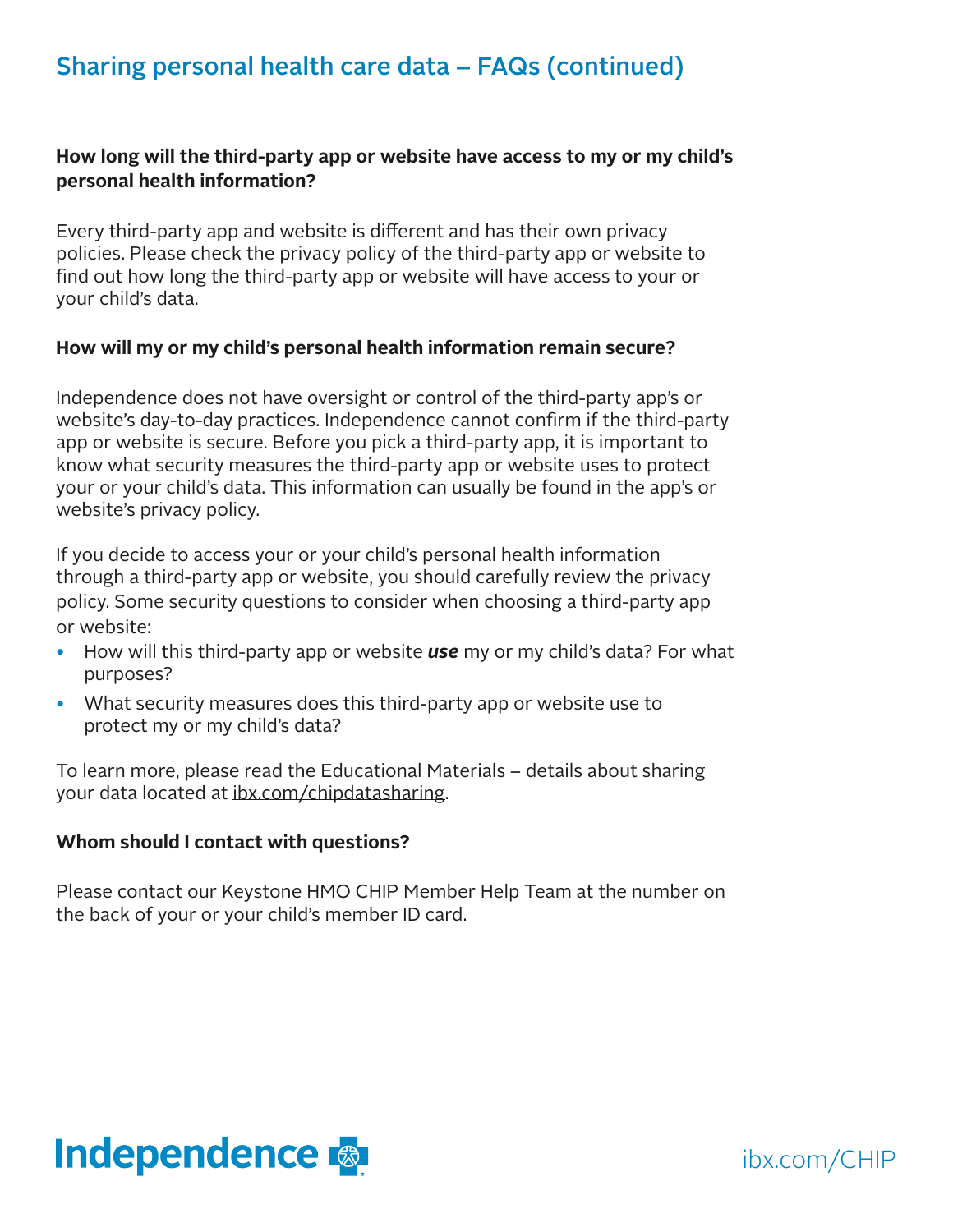## Sharing personal health care data – FAQs (continued)

**How long will the third-party app or website have access to my or my child's personal health information?**

Every third-party app and website is different and has their own privacy policies. Please check the privacy policy of the third-party app or website to find out how long the third-party app or website will have access to your or your child's data.

**How will my or my child's personal health information remain secure?**

Independence does not have oversight or control of the third-party app's or website's day-to-day practices. Independence cannot confirm if the third-party app or website is secure. Before you pick a third-party app, it is important to know what security measures the third-party app or website uses to protect your or your child's data. This information can usually be found in the app's or website's privacy policy.

If you decide to access your or your child's personal health information through a third-party app or website, you should carefully review the privacy policy. Some security questions to consider when choosing a third-party app or website:

- How will this third-party app or website ***use*** my or my child's data? For what purposes?
- What security measures does this third-party app or website use to protect my or my child's data?

To learn more, please read the Educational Materials – details about sharing your data located at ibx.com/chipdatasharing.

**Whom should I contact with questions?**

Please contact our Keystone HMO CHIP Member Help Team at the number on the back of your or your child's member ID card.

Independence

ibx.com/CHIP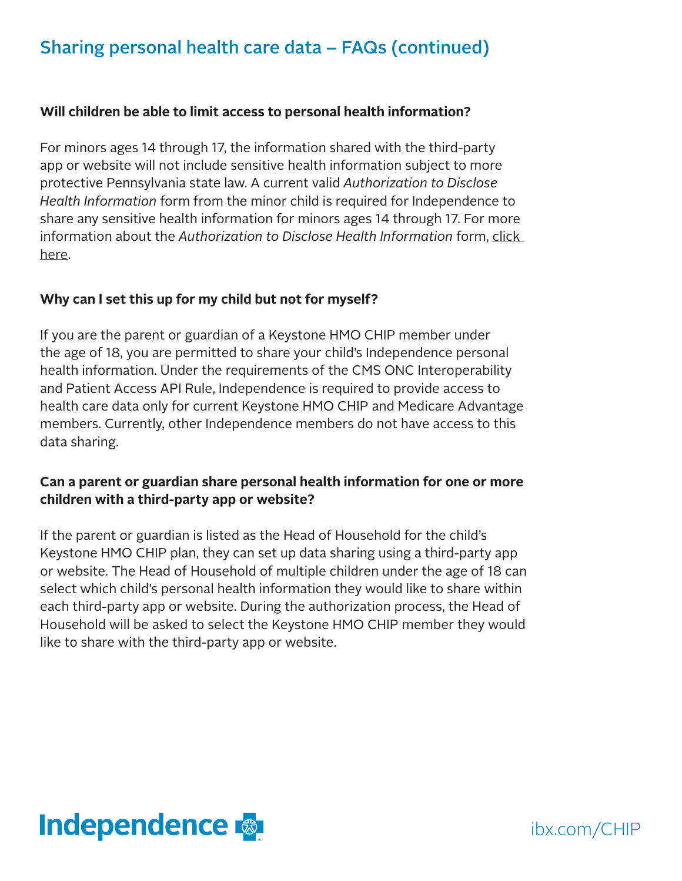## Sharing personal health care data – FAQs (continued)

**Will children be able to limit access to personal health information?**

For minors ages 14 through 17, the information shared with the third-party app or website will not include sensitive health information subject to more protective Pennsylvania state law. A current valid *Authorization to Disclose Health Information* form from the minor child is required for Independence to share any sensitive health information for minors ages 14 through 17. For more information about the *Authorization to Disclose Health Information* form, click here.

**Why can I set this up for my child but not for myself?**

If you are the parent or guardian of a Keystone HMO CHIP member under the age of 18, you are permitted to share your child's Independence personal health information. Under the requirements of the CMS ONC Interoperability and Patient Access API Rule, Independence is required to provide access to health care data only for current Keystone HMO CHIP and Medicare Advantage members. Currently, other Independence members do not have access to this data sharing.

**Can a parent or guardian share personal health information for one or more children with a third-party app or website?**

If the parent or guardian is listed as the Head of Household for the child's Keystone HMO CHIP plan, they can set up data sharing using a third-party app or website. The Head of Household of multiple children under the age of 18 can select which child's personal health information they would like to share within each third-party app or website. During the authorization process, the Head of Household will be asked to select the Keystone HMO CHIP member they would like to share with the third-party app or website.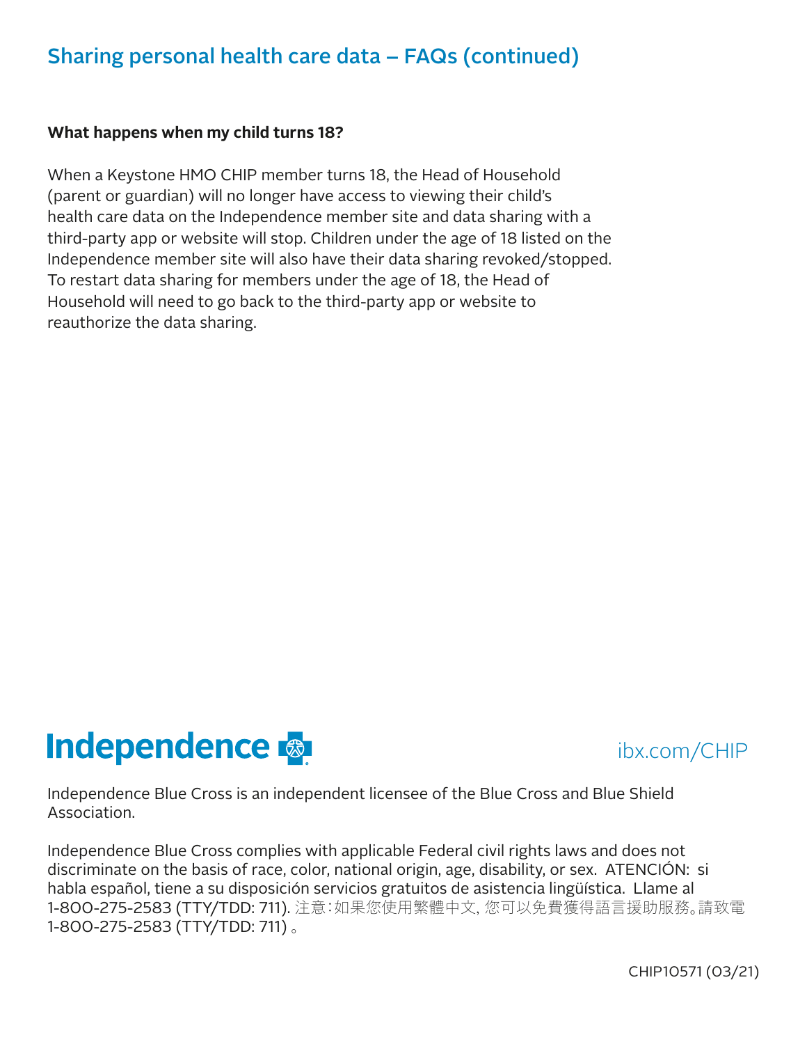## Sharing personal health care data – FAQs (continued)

**What happens when my child turns 18?**

When a Keystone HMO CHIP member turns 18, the Head of Household (parent or guardian) will no longer have access to viewing their child's health care data on the Independence member site and data sharing with a third-party app or website will stop. Children under the age of 18 listed on the Independence member site will also have their data sharing revoked/stopped. To restart data sharing for members under the age of 18, the Head of Household will need to go back to the third-party app or website to reauthorize the data sharing.

Independence

ibx.com/CHIP

Independence Blue Cross is an independent licensee of the Blue Cross and Blue Shield Association.

Independence Blue Cross complies with applicable Federal civil rights laws and does not discriminate on the basis of race, color, national origin, age, disability, or sex. ATENCIÓN: si habla español, tiene a su disposición servicios gratuitos de asistencia lingüística. Llame al 1-800-275-2583 (TTY/TDD: 711). 注意：如果您使用繁體中文, 您可以免費獲得語言援助服務。請致電 1-800-275-2583 (TTY/TDD: 711) 。

CHIP10571 (03/21)